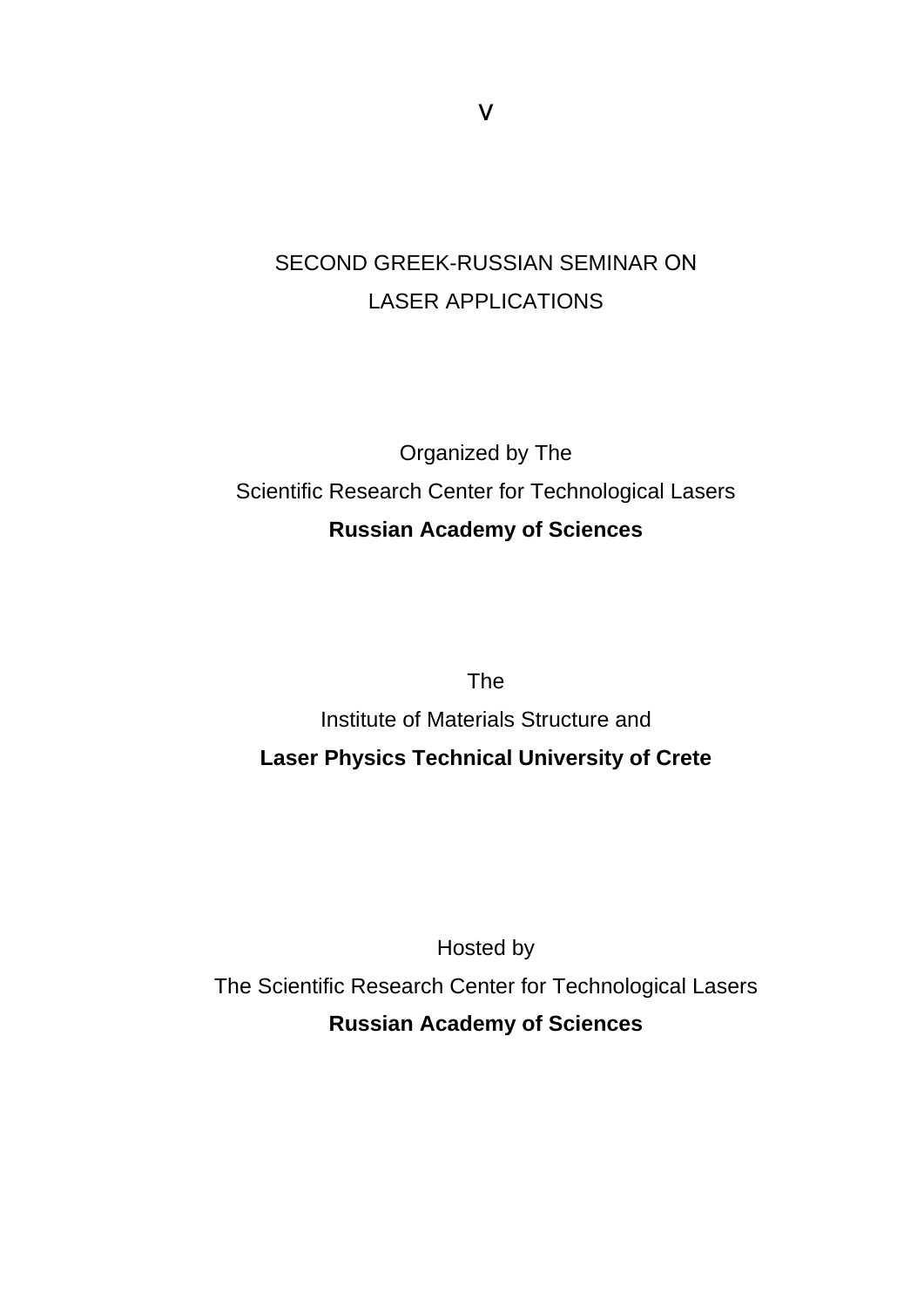V

SECOND GREEK-RUSSIAN SEMINAR ON

LASER APPLICATIONS

Organized by The

Scientific Research Center for Technological Lasers

**Russian Academy of Sciences**

The

Institute of Materials Structure and

**Laser Physics Technical University of Crete**

Hosted by

The Scientific Research Center for Technological Lasers

**Russian Academy of Sciences**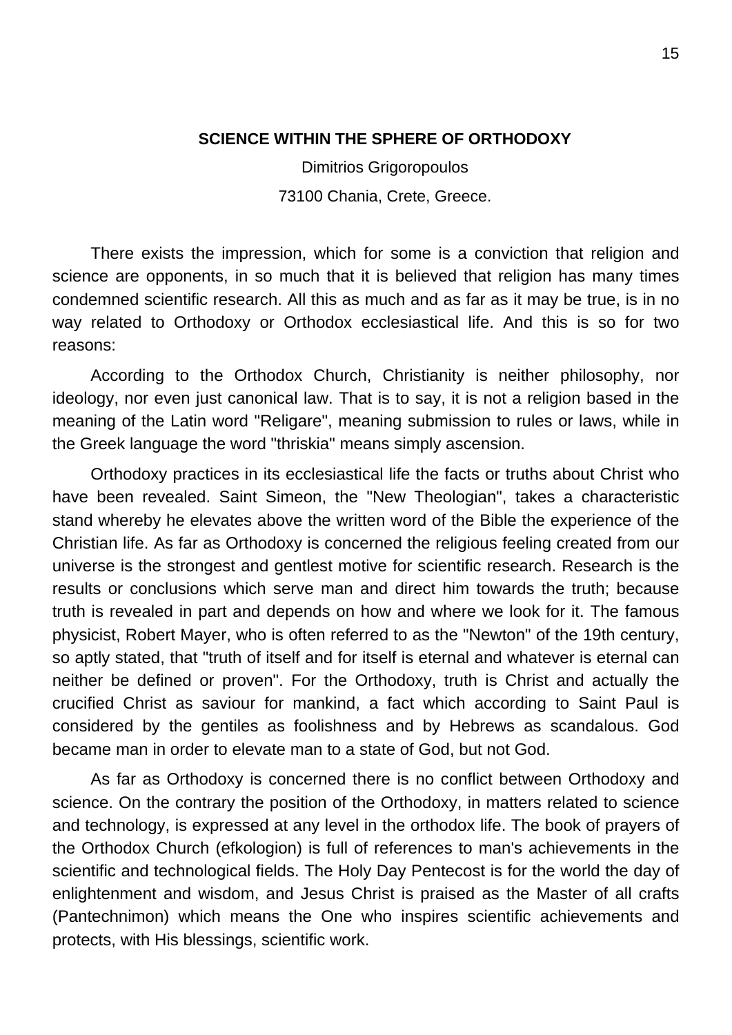## SCIENCE WITHIN THE SPHERE OF ORTHODOXY

Dimitrios Grigoropoulos

73100 Chania, Crete, Greece.

There exists the impression, which for some is a conviction that religion and science are opponents, in so much that it is believed that religion has many times condemned scientific research. All this as much and as far as it may be true, is in no way related to Orthodoxy or Orthodox ecclesiastical life. And this is so for two reasons:

According to the Orthodox Church, Christianity is neither philosophy, nor ideology, nor even just canonical law. That is to say, it is not a religion based in the meaning of the Latin word "Religare", meaning submission to rules or laws, while in the Greek language the word "thriskia" means simply ascension.

Orthodoxy practices in its ecclesiastical life the facts or truths about Christ who have been revealed. Saint Simeon, the "New Theologian", takes a characteristic stand whereby he elevates above the written word of the Bible the experience of the Christian life. As far as Orthodoxy is concerned the religious feeling created from our universe is the strongest and gentlest motive for scientific research. Research is the results or conclusions which serve man and direct him towards the truth; because truth is revealed in part and depends on how and where we look for it. The famous physicist, Robert Mayer, who is often referred to as the "Newton" of the 19th century, so aptly stated, that "truth of itself and for itself is eternal and whatever is eternal can neither be defined or proven". For the Orthodoxy, truth is Christ and actually the crucified Christ as saviour for mankind, a fact which according to Saint Paul is considered by the gentiles as foolishness and by Hebrews as scandalous. God became man in order to elevate man to a state of God, but not God.

As far as Orthodoxy is concerned there is no conflict between Orthodoxy and science. On the contrary the position of the Orthodoxy, in matters related to science and technology, is expressed at any level in the orthodox life. The book of prayers of the Orthodox Church (efkologion) is full of references to man's achievements in the scientific and technological fields. The Holy Day Pentecost is for the world the day of enlightenment and wisdom, and Jesus Christ is praised as the Master of all crafts (Pantechnimon) which means the One who inspires scientific achievements and protects, with His blessings, scientific work.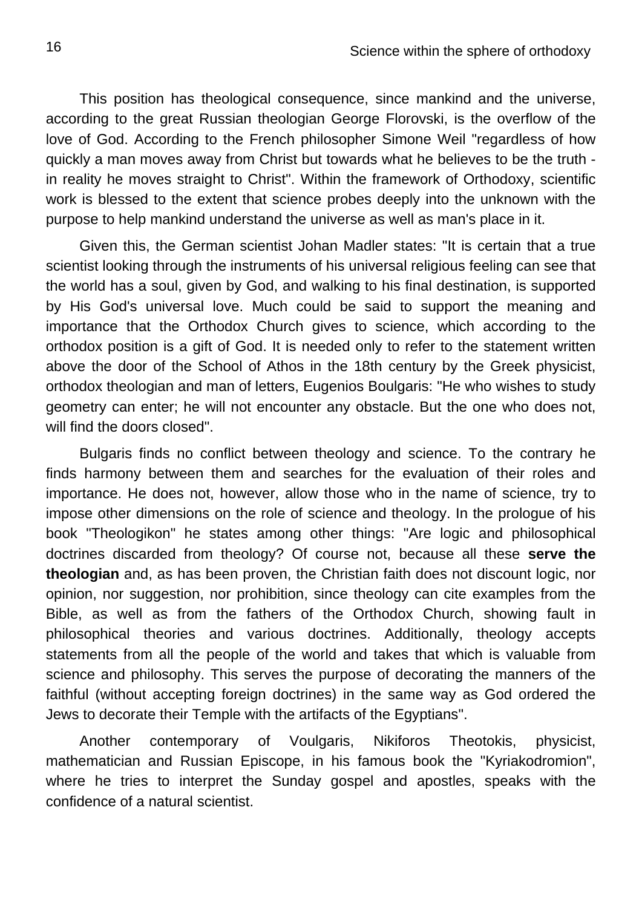This position has theological consequence, since mankind and the universe, according to the great Russian theologian George Florovski, is the overflow of the love of God. According to the French philosopher Simone Weil "regardless of how quickly a man moves away from Christ but towards what he believes to be the truth - in reality he moves straight to Christ". Within the framework of Orthodoxy, scientific work is blessed to the extent that science probes deeply into the unknown with the purpose to help mankind understand the universe as well as man's place in it.

Given this, the German scientist Johan Madler states: "It is certain that a true scientist looking through the instruments of his universal religious feeling can see that the world has a soul, given by God, and walking to his final destination, is supported by His God's universal love. Much could be said to support the meaning and importance that the Orthodox Church gives to science, which according to the orthodox position is a gift of God. It is needed only to refer to the statement written above the door of the School of Athos in the 18th century by the Greek physicist, orthodox theologian and man of letters, Eugenios Boulgaris: "He who wishes to study geometry can enter; he will not encounter any obstacle. But the one who does not, will find the doors closed".

Bulgaris finds no conflict between theology and science. To the contrary he finds harmony between them and searches for the evaluation of their roles and importance. He does not, however, allow those who in the name of science, try to impose other dimensions on the role of science and theology. In the prologue of his book "Theologikon" he states among other things: "Are logic and philosophical doctrines discarded from theology? Of course not, because all these **serve the theologian** and, as has been proven, the Christian faith does not discount logic, nor opinion, nor suggestion, nor prohibition, since theology can cite examples from the Bible, as well as from the fathers of the Orthodox Church, showing fault in philosophical theories and various doctrines. Additionally, theology accepts statements from all the people of the world and takes that which is valuable from science and philosophy. This serves the purpose of decorating the manners of the faithful (without accepting foreign doctrines) in the same way as God ordered the Jews to decorate their Temple with the artifacts of the Egyptians".

Another contemporary of Voulgaris, Nikiforos Theotokis, physicist, mathematician and Russian Episcope, in his famous book the "Kyriakodromion", where he tries to interpret the Sunday gospel and apostles, speaks with the confidence of a natural scientist.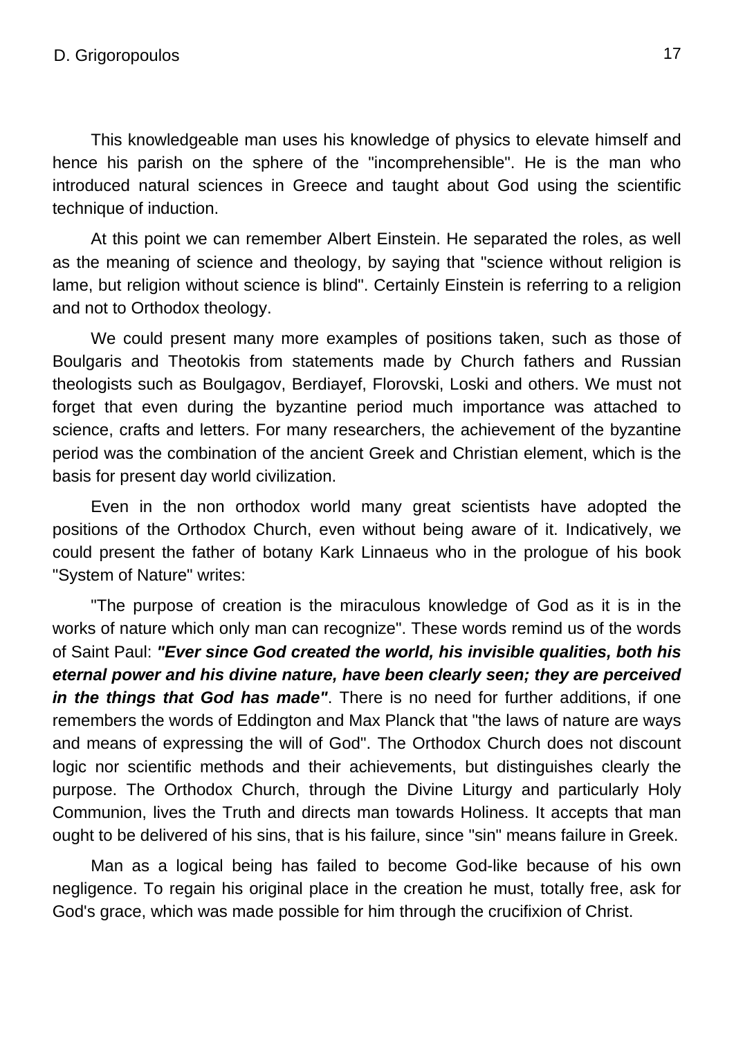This knowledgeable man uses his knowledge of physics to elevate himself and hence his parish on the sphere of the "incomprehensible". He is the man who introduced natural sciences in Greece and taught about God using the scientific technique of induction.

At this point we can remember Albert Einstein. He separated the roles, as well as the meaning of science and theology, by saying that "science without religion is lame, but religion without science is blind". Certainly Einstein is referring to a religion and not to Orthodox theology.

We could present many more examples of positions taken, such as those of Boulgaris and Theotokis from statements made by Church fathers and Russian theologists such as Boulgagov, Berdiayef, Florovski, Loski and others. We must not forget that even during the byzantine period much importance was attached to science, crafts and letters. For many researchers, the achievement of the byzantine period was the combination of the ancient Greek and Christian element, which is the basis for present day world civilization.

Even in the non orthodox world many great scientists have adopted the positions of the Orthodox Church, even without being aware of it. Indicatively, we could present the father of botany Kark Linnaeus who in the prologue of his book "System of Nature" writes:

"The purpose of creation is the miraculous knowledge of God as it is in the works of nature which only man can recognize". These words remind us of the words of Saint Paul: ***"Ever since God created the world, his invisible qualities, both his eternal power and his divine nature, have been clearly seen; they are perceived in the things that God has made"***. There is no need for further additions, if one remembers the words of Eddington and Max Planck that "the laws of nature are ways and means of expressing the will of God". The Orthodox Church does not discount logic nor scientific methods and their achievements, but distinguishes clearly the purpose. The Orthodox Church, through the Divine Liturgy and particularly Holy Communion, lives the Truth and directs man towards Holiness. It accepts that man ought to be delivered of his sins, that is his failure, since "sin" means failure in Greek.

Man as a logical being has failed to become God-like because of his own negligence. To regain his original place in the creation he must, totally free, ask for God's grace, which was made possible for him through the crucifixion of Christ.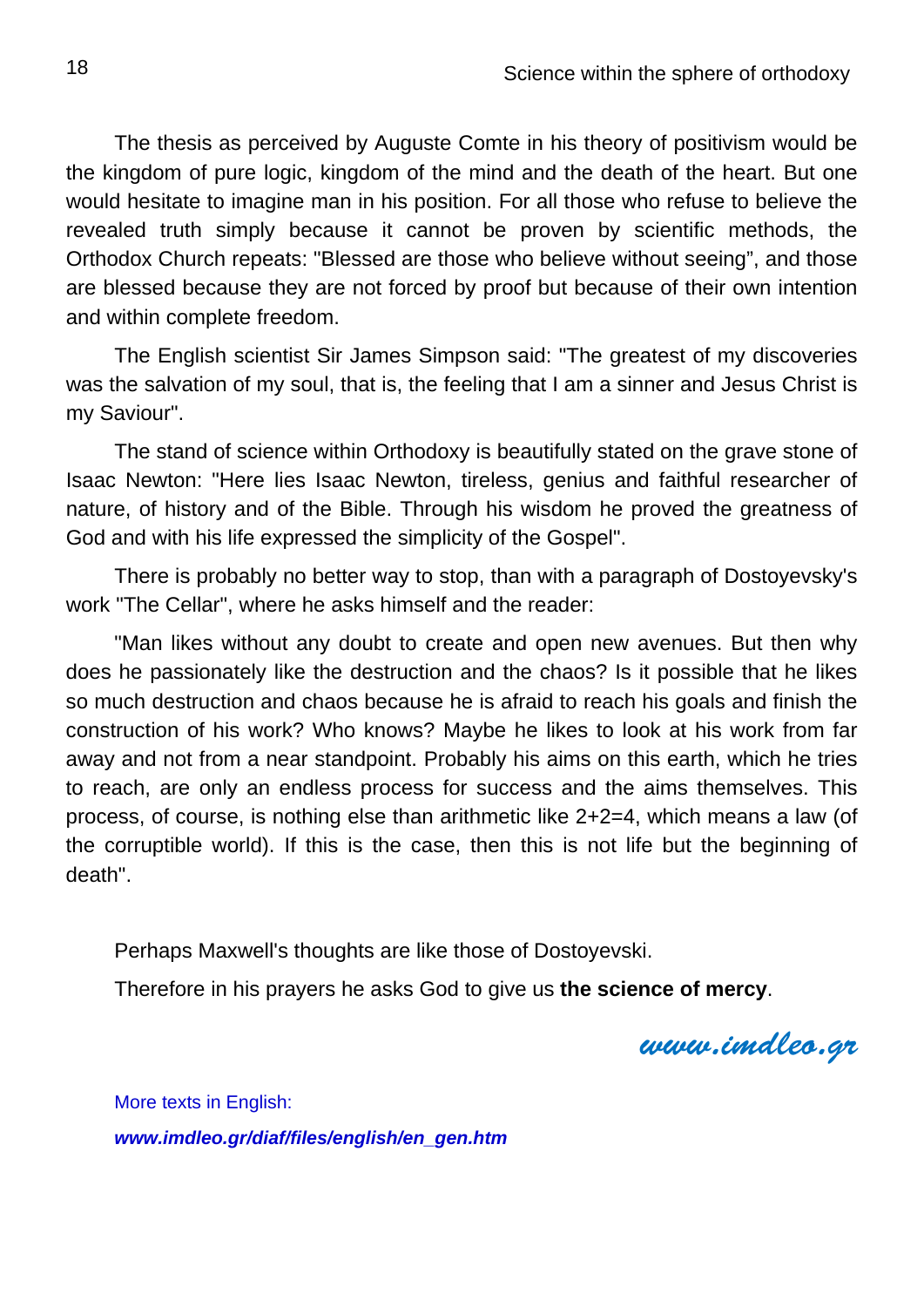The thesis as perceived by Auguste Comte in his theory of positivism would be the kingdom of pure logic, kingdom of the mind and the death of the heart. But one would hesitate to imagine man in his position. For all those who refuse to believe the revealed truth simply because it cannot be proven by scientific methods, the Orthodox Church repeats: "Blessed are those who believe without seeing", and those are blessed because they are not forced by proof but because of their own intention and within complete freedom.

The English scientist Sir James Simpson said: "The greatest of my discoveries was the salvation of my soul, that is, the feeling that I am a sinner and Jesus Christ is my Saviour".

The stand of science within Orthodoxy is beautifully stated on the grave stone of Isaac Newton: "Here lies Isaac Newton, tireless, genius and faithful researcher of nature, of history and of the Bible. Through his wisdom he proved the greatness of God and with his life expressed the simplicity of the Gospel".

There is probably no better way to stop, than with a paragraph of Dostoyevsky's work "The Cellar", where he asks himself and the reader:

"Man likes without any doubt to create and open new avenues. But then why does he passionately like the destruction and the chaos? Is it possible that he likes so much destruction and chaos because he is afraid to reach his goals and finish the construction of his work? Who knows? Maybe he likes to look at his work from far away and not from a near standpoint. Probably his aims on this earth, which he tries to reach, are only an endless process for success and the aims themselves. This process, of course, is nothing else than arithmetic like 2+2=4, which means a law (of the corruptible world). If this is the case, then this is not life but the beginning of death".

Perhaps Maxwell's thoughts are like those of Dostoyevski.

Therefore in his prayers he asks God to give us **the science of mercy**.

*www.imdleo.gr*

More texts in English:

***www.imdleo.gr/diaf/files/english/en_gen.htm***